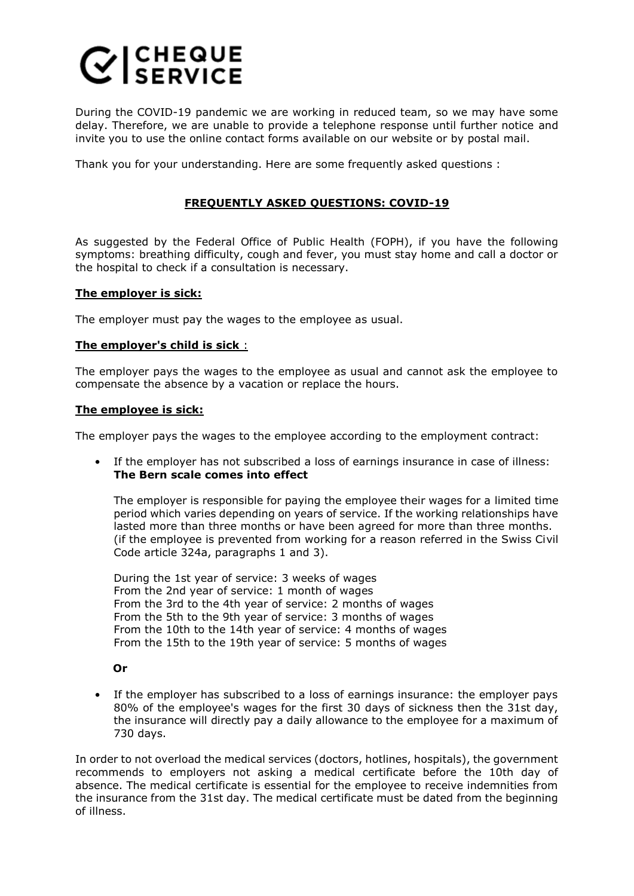# CHEQUE SERVICE

During the COVID-19 pandemic we are working in reduced team, so we may have some delay. Therefore, we are unable to provide a telephone response until further notice and invite you to use the online contact forms available on our website or by postal mail.

Thank you for your understanding. Here are some frequently asked questions :

## FREQUENTLY ASKED QUESTIONS: COVID-19

As suggested by the Federal Office of Public Health (FOPH), if you have the following symptoms: breathing difficulty, cough and fever, you must stay home and call a doctor or the hospital to check if a consultation is necessary.

### The employer is sick:

The employer must pay the wages to the employee as usual.

### The employer's child is sick :

The employer pays the wages to the employee as usual and cannot ask the employee to compensate the absence by a vacation or replace the hours.

### The employee is sick:

The employer pays the wages to the employee according to the employment contract:

- If the employer has not subscribed a loss of earnings insurance in case of illness: **The Bern scale comes into effect**

  The employer is responsible for paying the employee their wages for a limited time period which varies depending on years of service. If the working relationships have lasted more than three months or have been agreed for more than three months. (if the employee is prevented from working for a reason referred in the Swiss Civil Code article 324a, paragraphs 1 and 3).

  During the 1st year of service: 3 weeks of wages
  From the 2nd year of service: 1 month of wages
  From the 3rd to the 4th year of service: 2 months of wages
  From the 5th to the 9th year of service: 3 months of wages
  From the 10th to the 14th year of service: 4 months of wages
  From the 15th to the 19th year of service: 5 months of wages

  **Or**

- If the employer has subscribed to a loss of earnings insurance: the employer pays 80% of the employee's wages for the first 30 days of sickness then the 31st day, the insurance will directly pay a daily allowance to the employee for a maximum of 730 days.

In order to not overload the medical services (doctors, hotlines, hospitals), the government recommends to employers not asking a medical certificate before the 10th day of absence. The medical certificate is essential for the employee to receive indemnities from the insurance from the 31st day. The medical certificate must be dated from the beginning of illness.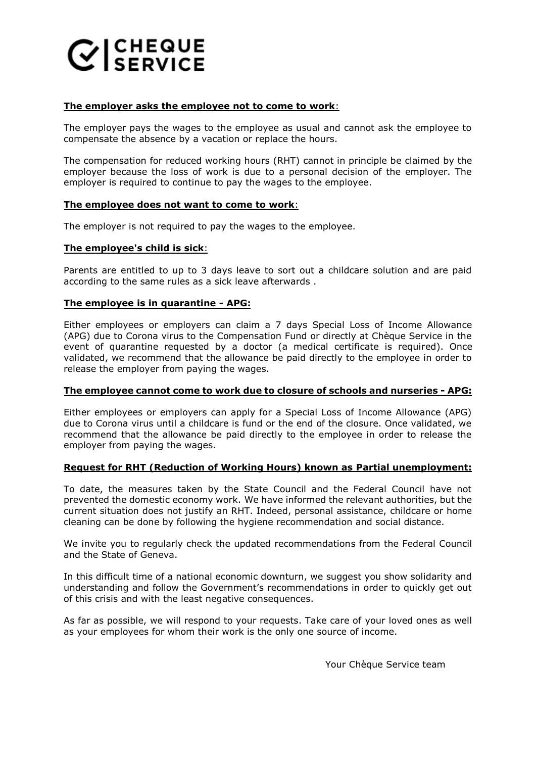**The employer asks the employee not to come to work**:

The employer pays the wages to the employee as usual and cannot ask the employee to compensate the absence by a vacation or replace the hours.

The compensation for reduced working hours (RHT) cannot in principle be claimed by the employer because the loss of work is due to a personal decision of the employer. The employer is required to continue to pay the wages to the employee.

**The employee does not want to come to work**:

The employer is not required to pay the wages to the employee.

**The employee's child is sick**:

Parents are entitled to up to 3 days leave to sort out a childcare solution and are paid according to the same rules as a sick leave afterwards .

**The employee is in quarantine - APG:**

Either employees or employers can claim a 7 days Special Loss of Income Allowance (APG) due to Corona virus to the Compensation Fund or directly at Chèque Service in the event of quarantine requested by a doctor (a medical certificate is required). Once validated, we recommend that the allowance be paid directly to the employee in order to release the employer from paying the wages.

**The employee cannot come to work due to closure of schools and nurseries - APG:**

Either employees or employers can apply for a Special Loss of Income Allowance (APG) due to Corona virus until a childcare is fund or the end of the closure. Once validated, we recommend that the allowance be paid directly to the employee in order to release the employer from paying the wages.

**Request for RHT (Reduction of Working Hours) known as Partial unemployment:**

To date, the measures taken by the State Council and the Federal Council have not prevented the domestic economy work. We have informed the relevant authorities, but the current situation does not justify an RHT. Indeed, personal assistance, childcare or home cleaning can be done by following the hygiene recommendation and social distance.

We invite you to regularly check the updated recommendations from the Federal Council and the State of Geneva.

In this difficult time of a national economic downturn, we suggest you show solidarity and understanding and follow the Government's recommendations in order to quickly get out of this crisis and with the least negative consequences.

As far as possible, we will respond to your requests. Take care of your loved ones as well as your employees for whom their work is the only one source of income.

Your Chèque Service team